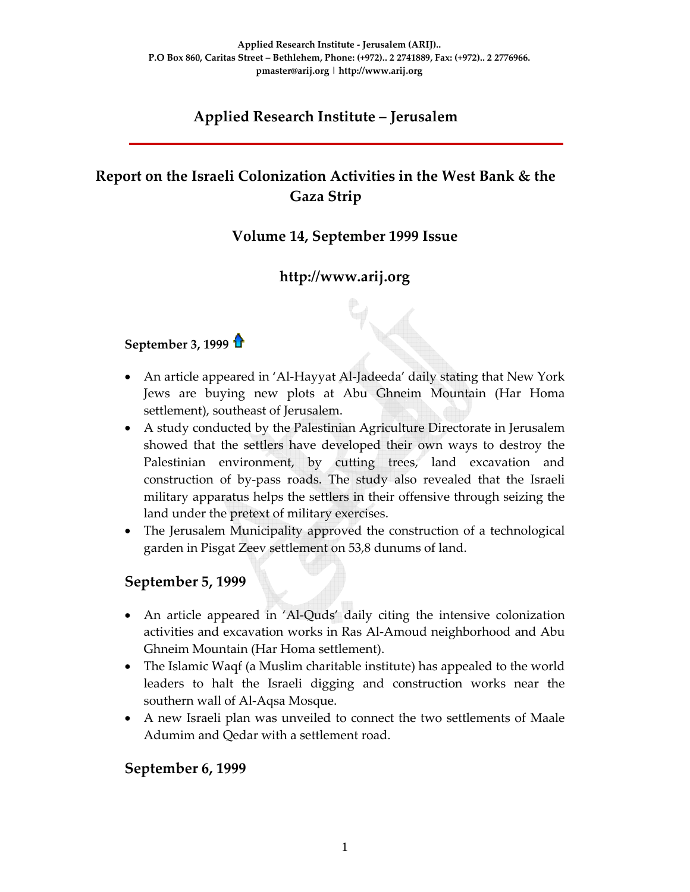Applied Research Institute - Jerusalem (ARIJ)..
P.O Box 860, Caritas Street – Bethlehem, Phone: (+972).. 2 2741889, Fax: (+972).. 2 2776966.
pmaster@arij.org | http://www.arij.org

# Applied Research Institute – Jerusalem

## Report on the Israeli Colonization Activities in the West Bank & the Gaza Strip

### Volume 14, September 1999 Issue

### http://www.arij.org

**September 3, 1999**

- An article appeared in 'Al-Hayyat Al-Jadeeda' daily stating that New York Jews are buying new plots at Abu Ghneim Mountain (Har Homa settlement), southeast of Jerusalem.
- A study conducted by the Palestinian Agriculture Directorate in Jerusalem showed that the settlers have developed their own ways to destroy the Palestinian environment, by cutting trees, land excavation and construction of by-pass roads. The study also revealed that the Israeli military apparatus helps the settlers in their offensive through seizing the land under the pretext of military exercises.
- The Jerusalem Municipality approved the construction of a technological garden in Pisgat Zeev settlement on 53,8 dunums of land.

## September 5, 1999

- An article appeared in 'Al-Quds' daily citing the intensive colonization activities and excavation works in Ras Al-Amoud neighborhood and Abu Ghneim Mountain (Har Homa settlement).
- The Islamic Waqf (a Muslim charitable institute) has appealed to the world leaders to halt the Israeli digging and construction works near the southern wall of Al-Aqsa Mosque.
- A new Israeli plan was unveiled to connect the two settlements of Maale Adumim and Qedar with a settlement road.

## September 6, 1999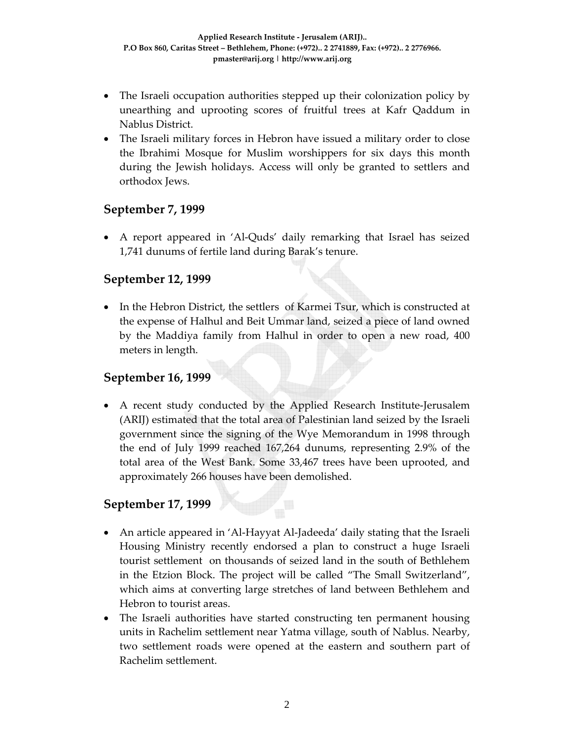- The Israeli occupation authorities stepped up their colonization policy by unearthing and uprooting scores of fruitful trees at Kafr Qaddum in Nablus District.
- The Israeli military forces in Hebron have issued a military order to close the Ibrahimi Mosque for Muslim worshippers for six days this month during the Jewish holidays. Access will only be granted to settlers and orthodox Jews.

## September 7, 1999

- A report appeared in 'Al-Quds' daily remarking that Israel has seized 1,741 dunums of fertile land during Barak's tenure.

## September 12, 1999

- In the Hebron District, the settlers of Karmei Tsur, which is constructed at the expense of Halhul and Beit Ummar land, seized a piece of land owned by the Maddiya family from Halhul in order to open a new road, 400 meters in length.

## September 16, 1999

- A recent study conducted by the Applied Research Institute-Jerusalem (ARIJ) estimated that the total area of Palestinian land seized by the Israeli government since the signing of the Wye Memorandum in 1998 through the end of July 1999 reached 167,264 dunums, representing 2.9% of the total area of the West Bank. Some 33,467 trees have been uprooted, and approximately 266 houses have been demolished.

## September 17, 1999

- An article appeared in 'Al-Hayyat Al-Jadeeda' daily stating that the Israeli Housing Ministry recently endorsed a plan to construct a huge Israeli tourist settlement on thousands of seized land in the south of Bethlehem in the Etzion Block. The project will be called "The Small Switzerland", which aims at converting large stretches of land between Bethlehem and Hebron to tourist areas.
- The Israeli authorities have started constructing ten permanent housing units in Rachelim settlement near Yatma village, south of Nablus. Nearby, two settlement roads were opened at the eastern and southern part of Rachelim settlement.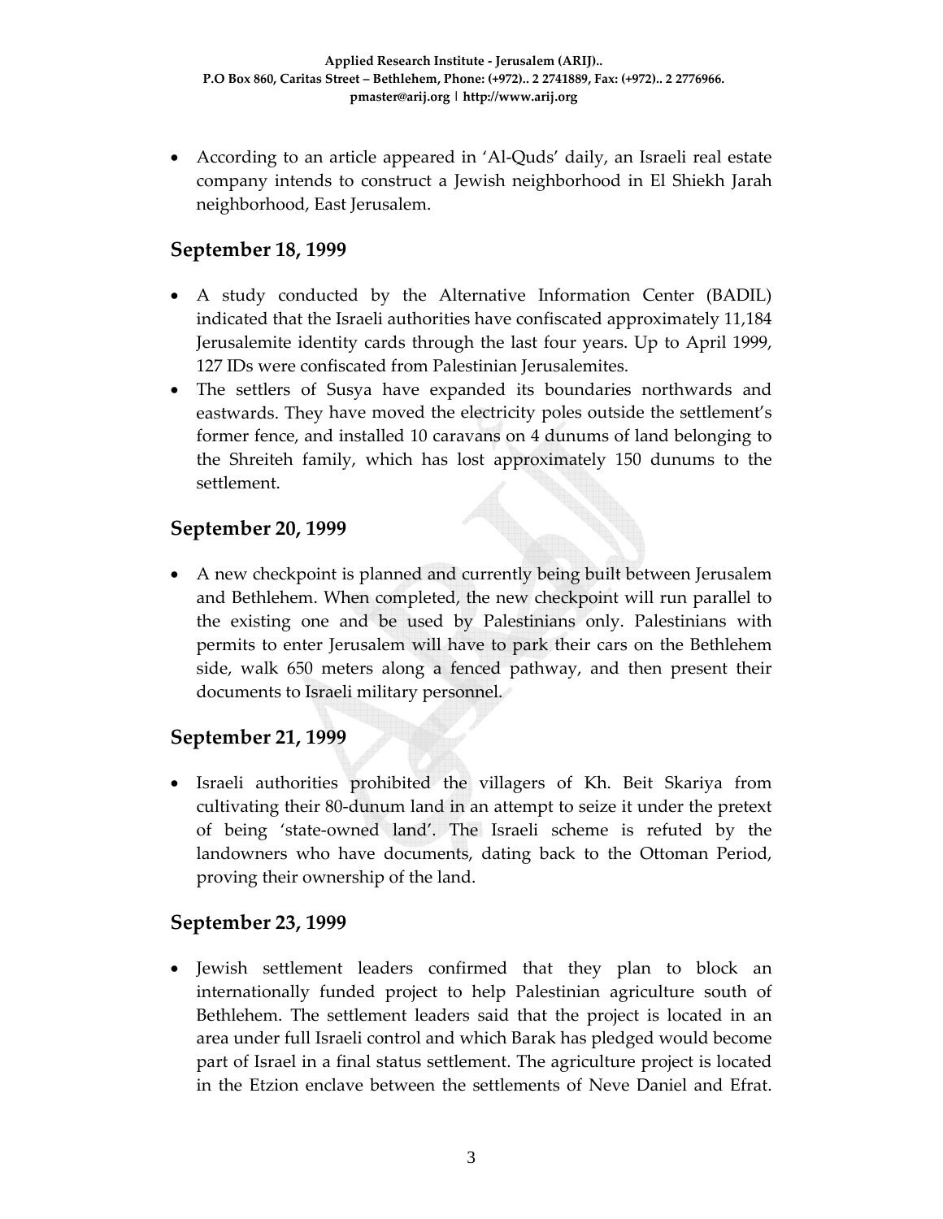- According to an article appeared in 'Al-Quds' daily, an Israeli real estate company intends to construct a Jewish neighborhood in El Shiekh Jarah neighborhood, East Jerusalem.

## September 18, 1999

- A study conducted by the Alternative Information Center (BADIL) indicated that the Israeli authorities have confiscated approximately 11,184 Jerusalemite identity cards through the last four years. Up to April 1999, 127 IDs were confiscated from Palestinian Jerusalemites.
- The settlers of Susya have expanded its boundaries northwards and eastwards. They have moved the electricity poles outside the settlement's former fence, and installed 10 caravans on 4 dunums of land belonging to the Shreiteh family, which has lost approximately 150 dunums to the settlement.

## September 20, 1999

- A new checkpoint is planned and currently being built between Jerusalem and Bethlehem. When completed, the new checkpoint will run parallel to the existing one and be used by Palestinians only. Palestinians with permits to enter Jerusalem will have to park their cars on the Bethlehem side, walk 650 meters along a fenced pathway, and then present their documents to Israeli military personnel.

## September 21, 1999

- Israeli authorities prohibited the villagers of Kh. Beit Skariya from cultivating their 80-dunum land in an attempt to seize it under the pretext of being 'state-owned land'. The Israeli scheme is refuted by the landowners who have documents, dating back to the Ottoman Period, proving their ownership of the land.

## September 23, 1999

- Jewish settlement leaders confirmed that they plan to block an internationally funded project to help Palestinian agriculture south of Bethlehem. The settlement leaders said that the project is located in an area under full Israeli control and which Barak has pledged would become part of Israel in a final status settlement. The agriculture project is located in the Etzion enclave between the settlements of Neve Daniel and Efrat.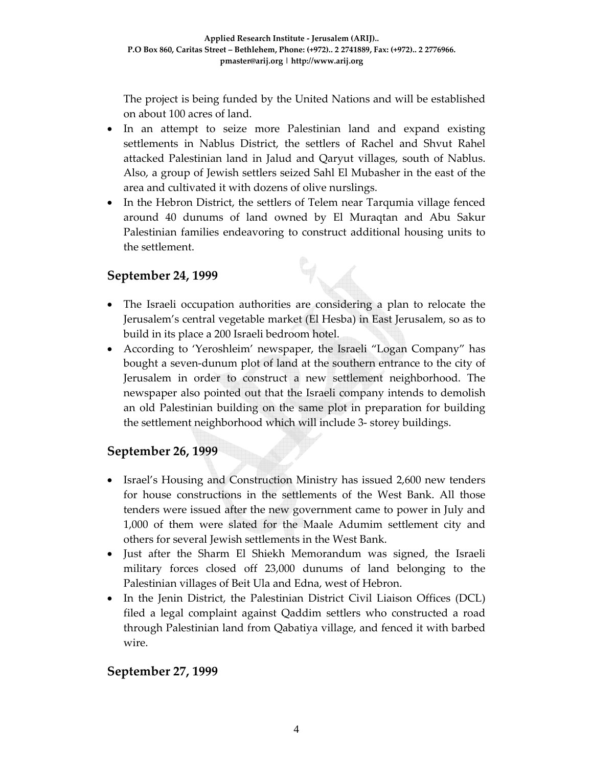The project is being funded by the United Nations and will be established on about 100 acres of land.

- In an attempt to seize more Palestinian land and expand existing settlements in Nablus District, the settlers of Rachel and Shvut Rahel attacked Palestinian land in Jalud and Qaryut villages, south of Nablus. Also, a group of Jewish settlers seized Sahl El Mubasher in the east of the area and cultivated it with dozens of olive nurslings.
- In the Hebron District, the settlers of Telem near Tarqumia village fenced around 40 dunums of land owned by El Muraqtan and Abu Sakur Palestinian families endeavoring to construct additional housing units to the settlement.

## September 24, 1999

- The Israeli occupation authorities are considering a plan to relocate the Jerusalem's central vegetable market (El Hesba) in East Jerusalem, so as to build in its place a 200 Israeli bedroom hotel.
- According to 'Yeroshleim' newspaper, the Israeli "Logan Company" has bought a seven-dunum plot of land at the southern entrance to the city of Jerusalem in order to construct a new settlement neighborhood. The newspaper also pointed out that the Israeli company intends to demolish an old Palestinian building on the same plot in preparation for building the settlement neighborhood which will include 3- storey buildings.

## September 26, 1999

- Israel's Housing and Construction Ministry has issued 2,600 new tenders for house constructions in the settlements of the West Bank. All those tenders were issued after the new government came to power in July and 1,000 of them were slated for the Maale Adumim settlement city and others for several Jewish settlements in the West Bank.
- Just after the Sharm El Shiekh Memorandum was signed, the Israeli military forces closed off 23,000 dunums of land belonging to the Palestinian villages of Beit Ula and Edna, west of Hebron.
- In the Jenin District, the Palestinian District Civil Liaison Offices (DCL) filed a legal complaint against Qaddim settlers who constructed a road through Palestinian land from Qabatiya village, and fenced it with barbed wire.

## September 27, 1999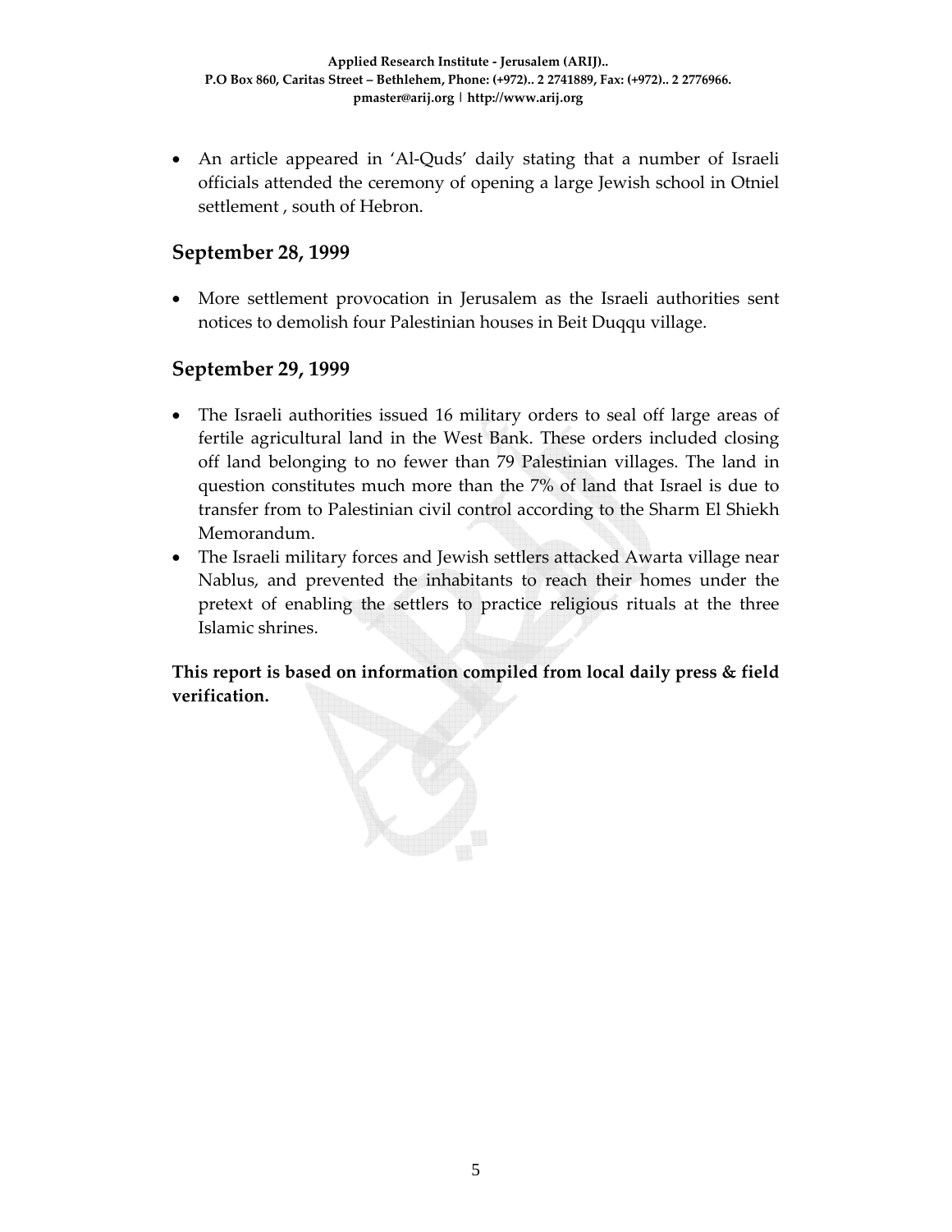- An article appeared in 'Al-Quds' daily stating that a number of Israeli officials attended the ceremony of opening a large Jewish school in Otniel settlement , south of Hebron.

## September 28, 1999

- More settlement provocation in Jerusalem as the Israeli authorities sent notices to demolish four Palestinian houses in Beit Duqqu village.

## September 29, 1999

- The Israeli authorities issued 16 military orders to seal off large areas of fertile agricultural land in the West Bank. These orders included closing off land belonging to no fewer than 79 Palestinian villages. The land in question constitutes much more than the 7% of land that Israel is due to transfer from to Palestinian civil control according to the Sharm El Shiekh Memorandum.
- The Israeli military forces and Jewish settlers attacked Awarta village near Nablus, and prevented the inhabitants to reach their homes under the pretext of enabling the settlers to practice religious rituals at the three Islamic shrines.

**This report is based on information compiled from local daily press & field verification.**